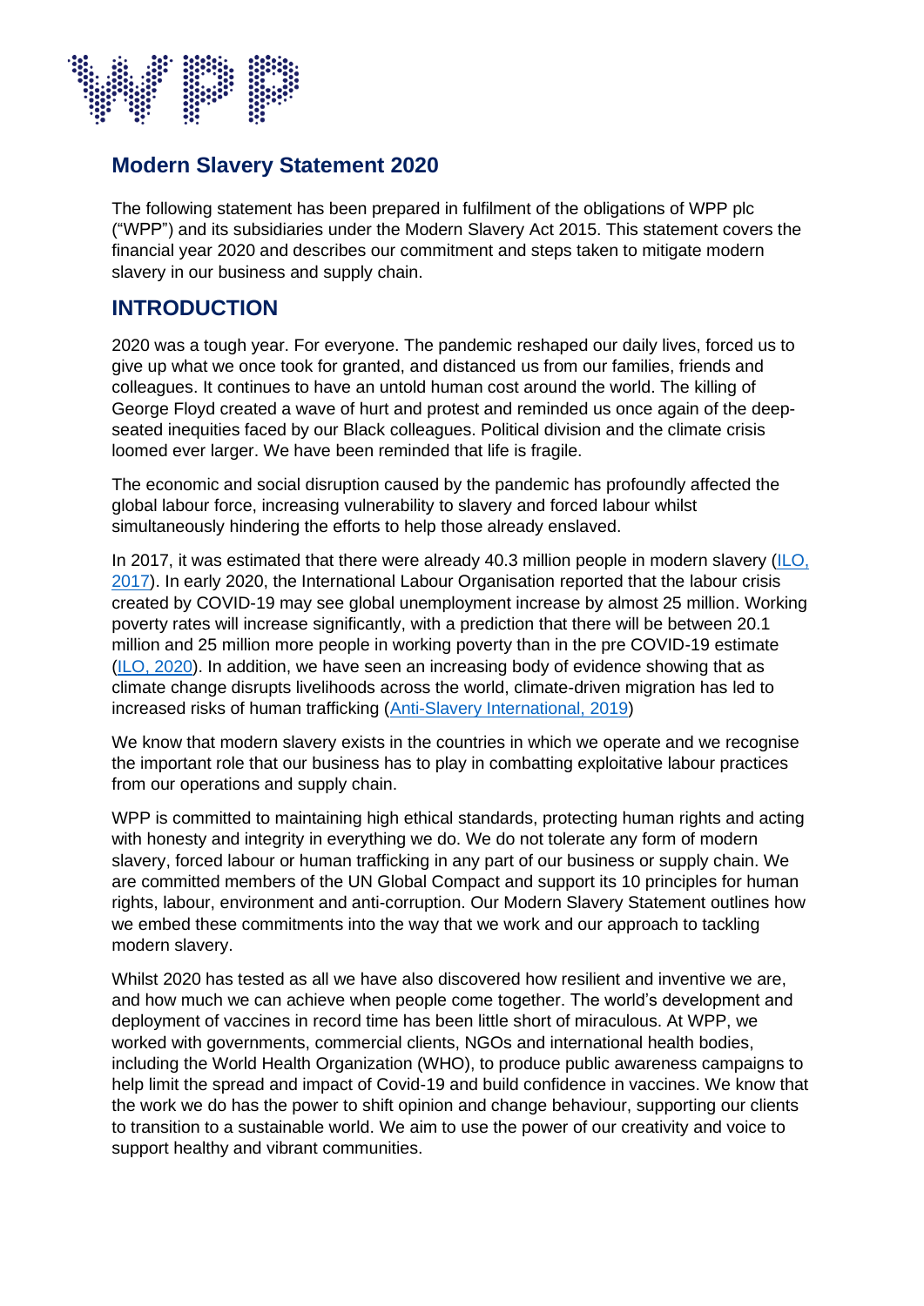# Modern Slavery Statement 2020

The following statement has been prepared in fulfilment of the obligations of WPP plc ("WPP") and its subsidiaries under the Modern Slavery Act 2015. This statement covers the financial year 2020 and describes our commitment and steps taken to mitigate modern slavery in our business and supply chain.

## INTRODUCTION

2020 was a tough year. For everyone. The pandemic reshaped our daily lives, forced us to give up what we once took for granted, and distanced us from our families, friends and colleagues. It continues to have an untold human cost around the world. The killing of George Floyd created a wave of hurt and protest and reminded us once again of the deep-seated inequities faced by our Black colleagues. Political division and the climate crisis loomed ever larger. We have been reminded that life is fragile.

The economic and social disruption caused by the pandemic has profoundly affected the global labour force, increasing vulnerability to slavery and forced labour whilst simultaneously hindering the efforts to help those already enslaved.

In 2017, it was estimated that there were already 40.3 million people in modern slavery (ILO, 2017). In early 2020, the International Labour Organisation reported that the labour crisis created by COVID-19 may see global unemployment increase by almost 25 million. Working poverty rates will increase significantly, with a prediction that there will be between 20.1 million and 25 million more people in working poverty than in the pre COVID-19 estimate (ILO, 2020). In addition, we have seen an increasing body of evidence showing that as climate change disrupts livelihoods across the world, climate-driven migration has led to increased risks of human trafficking (Anti-Slavery International, 2019)

We know that modern slavery exists in the countries in which we operate and we recognise the important role that our business has to play in combatting exploitative labour practices from our operations and supply chain.

WPP is committed to maintaining high ethical standards, protecting human rights and acting with honesty and integrity in everything we do. We do not tolerate any form of modern slavery, forced labour or human trafficking in any part of our business or supply chain. We are committed members of the UN Global Compact and support its 10 principles for human rights, labour, environment and anti-corruption. Our Modern Slavery Statement outlines how we embed these commitments into the way that we work and our approach to tackling modern slavery.

Whilst 2020 has tested as all we have also discovered how resilient and inventive we are, and how much we can achieve when people come together. The world's development and deployment of vaccines in record time has been little short of miraculous. At WPP, we worked with governments, commercial clients, NGOs and international health bodies, including the World Health Organization (WHO), to produce public awareness campaigns to help limit the spread and impact of Covid-19 and build confidence in vaccines. We know that the work we do has the power to shift opinion and change behaviour, supporting our clients to transition to a sustainable world. We aim to use the power of our creativity and voice to support healthy and vibrant communities.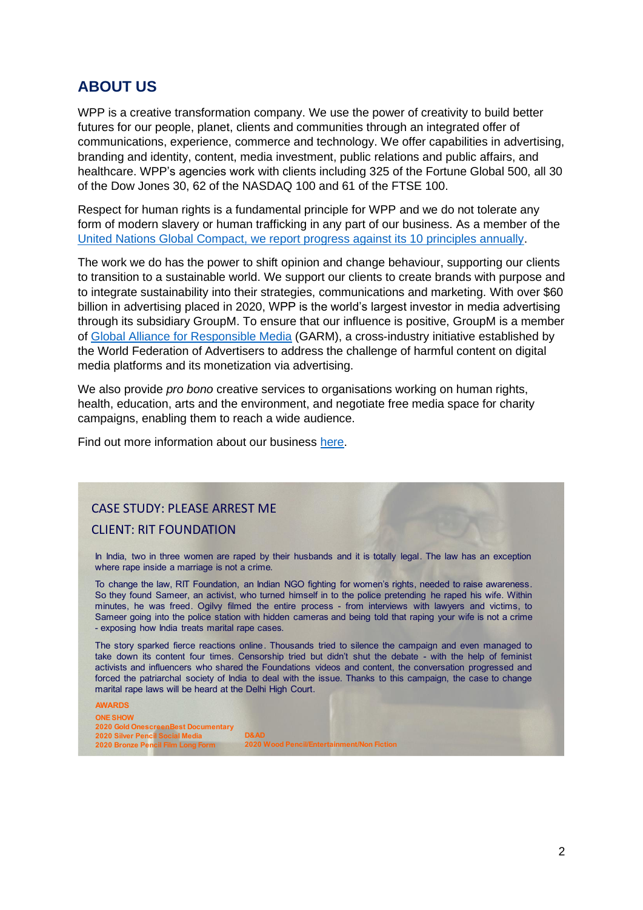## ABOUT US

WPP is a creative transformation company. We use the power of creativity to build better futures for our people, planet, clients and communities through an integrated offer of communications, experience, commerce and technology. We offer capabilities in advertising, branding and identity, content, media investment, public relations and public affairs, and healthcare. WPP's agencies work with clients including 325 of the Fortune Global 500, all 30 of the Dow Jones 30, 62 of the NASDAQ 100 and 61 of the FTSE 100.

Respect for human rights is a fundamental principle for WPP and we do not tolerate any form of modern slavery or human trafficking in any part of our business. As a member of the United Nations Global Compact, we report progress against its 10 principles annually.

The work we do has the power to shift opinion and change behaviour, supporting our clients to transition to a sustainable world. We support our clients to create brands with purpose and to integrate sustainability into their strategies, communications and marketing. With over $60 billion in advertising placed in 2020, WPP is the world's largest investor in media advertising through its subsidiary GroupM. To ensure that our influence is positive, GroupM is a member of Global Alliance for Responsible Media (GARM), a cross-industry initiative established by the World Federation of Advertisers to address the challenge of harmful content on digital media platforms and its monetization via advertising.

We also provide *pro bono* creative services to organisations working on human rights, health, education, arts and the environment, and negotiate free media space for charity campaigns, enabling them to reach a wide audience.

Find out more information about our business here.

### CASE STUDY: PLEASE ARREST ME

### CLIENT: RIT FOUNDATION

In India, two in three women are raped by their husbands and it is totally legal. The law has an exception where rape inside a marriage is not a crime.

To change the law, RIT Foundation, an Indian NGO fighting for women's rights, needed to raise awareness. So they found Sameer, an activist, who turned himself in to the police pretending he raped his wife. Within minutes, he was freed. Ogilvy filmed the entire process - from interviews with lawyers and victims, to Sameer going into the police station with hidden cameras and being told that raping your wife is not a crime - exposing how India treats marital rape cases.

The story sparked fierce reactions online. Thousands tried to silence the campaign and even managed to take down its content four times. Censorship tried but didn't shut the debate - with the help of feminist activists and influencers who shared the Foundations videos and content, the conversation progressed and forced the patriarchal society of India to deal with the issue. Thanks to this campaign, the case to change marital rape laws will be heard at the Delhi High Court.

**AWARDS**

**ONE SHOW**
2020 Gold OnescreenBest Documentary
2020 Silver Pencil Social Media
2020 Bronze Pencil Film Long Form

**D&AD**
2020 Wood Pencil/Entertainment/Non Fiction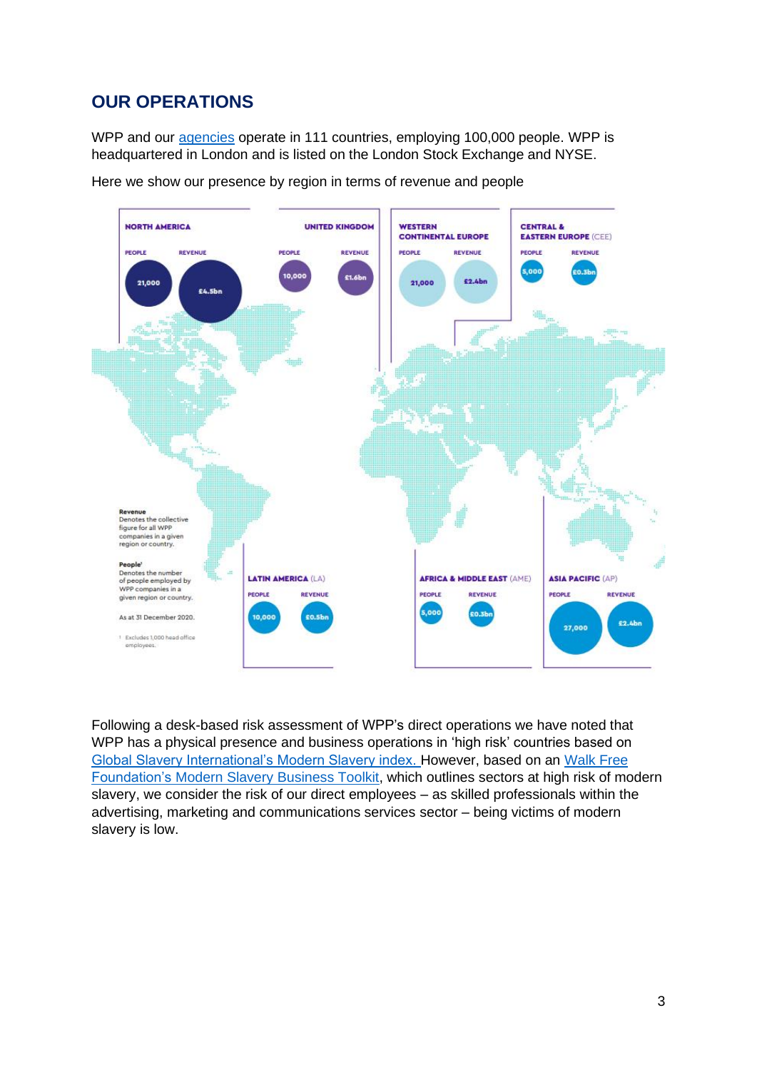## OUR OPERATIONS

WPP and our agencies operate in 111 countries, employing 100,000 people. WPP is headquartered in London and is listed on the London Stock Exchange and NYSE.

Here we show our presence by region in terms of revenue and people

| Region | People[1] | Revenue |
|---|---|---|
| NORTH AMERICA | 21,000 | £4.5bn |
| UNITED KINGDOM | 10,000 | £1.6bn |
| WESTERN CONTINENTAL EUROPE | 21,000 | £2.4bn |
| CENTRAL & EASTERN EUROPE (CEE) | 5,000 | £0.3bn |
| LATIN AMERICA (LA) | 10,000 | £0.5bn |
| AFRICA & MIDDLE EAST (AME) | 5,000 | £0.3bn |
| ASIA PACIFIC (AP) | 27,000 | £2.4bn |

**Revenue**
Denotes the collective figure for all WPP companies in a given region or country.

**People**[1]
Denotes the number of people employed by WPP companies in a given region or country.

As at 31 December 2020.

[1] Excludes 1,000 head office employees.

Following a desk-based risk assessment of WPP's direct operations we have noted that WPP has a physical presence and business operations in 'high risk' countries based on Global Slavery International's Modern Slavery index. However, based on an Walk Free Foundation's Modern Slavery Business Toolkit, which outlines sectors at high risk of modern slavery, we consider the risk of our direct employees – as skilled professionals within the advertising, marketing and communications services sector – being victims of modern slavery is low.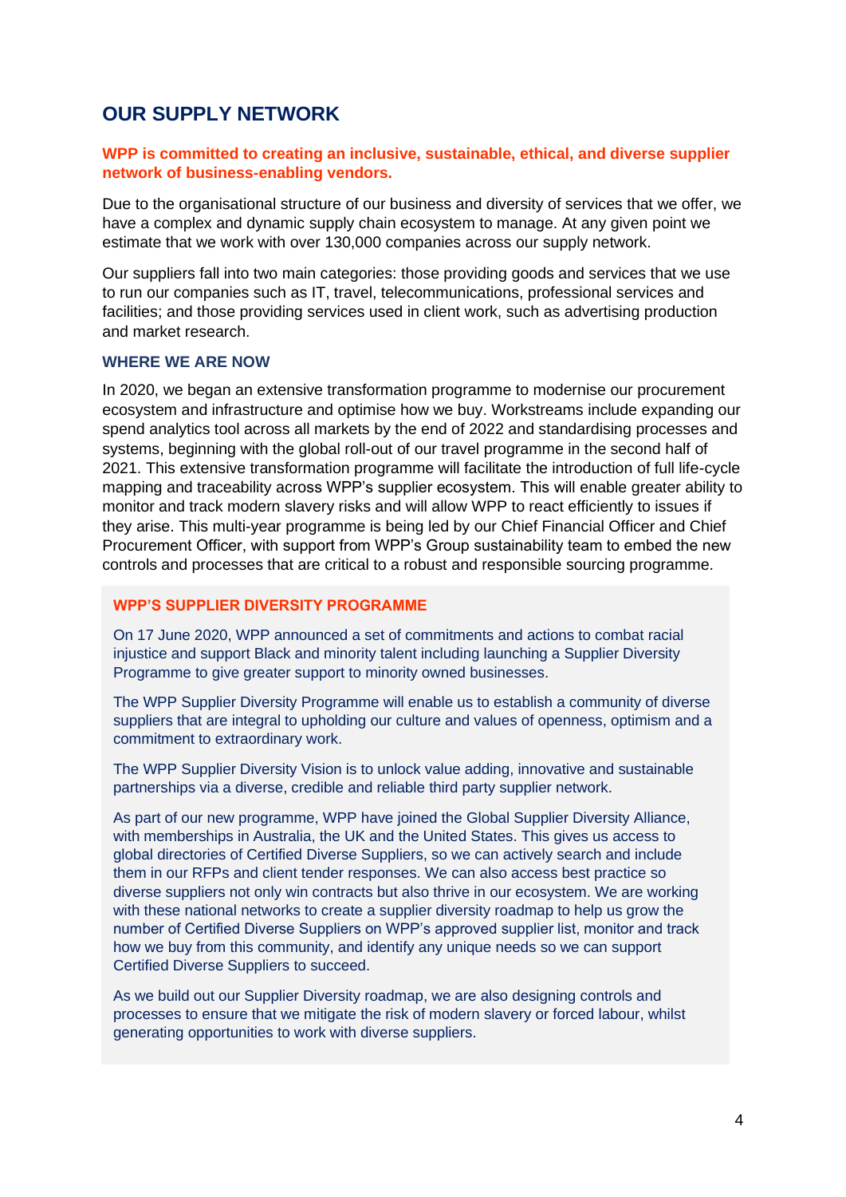## OUR SUPPLY NETWORK

**WPP is committed to creating an inclusive, sustainable, ethical, and diverse supplier network of business-enabling vendors.**

Due to the organisational structure of our business and diversity of services that we offer, we have a complex and dynamic supply chain ecosystem to manage. At any given point we estimate that we work with over 130,000 companies across our supply network.

Our suppliers fall into two main categories: those providing goods and services that we use to run our companies such as IT, travel, telecommunications, professional services and facilities; and those providing services used in client work, such as advertising production and market research.

### WHERE WE ARE NOW

In 2020, we began an extensive transformation programme to modernise our procurement ecosystem and infrastructure and optimise how we buy. Workstreams include expanding our spend analytics tool across all markets by the end of 2022 and standardising processes and systems, beginning with the global roll-out of our travel programme in the second half of 2021. This extensive transformation programme will facilitate the introduction of full life-cycle mapping and traceability across WPP's supplier ecosystem. This will enable greater ability to monitor and track modern slavery risks and will allow WPP to react efficiently to issues if they arise. This multi-year programme is being led by our Chief Financial Officer and Chief Procurement Officer, with support from WPP's Group sustainability team to embed the new controls and processes that are critical to a robust and responsible sourcing programme.

### WPP'S SUPPLIER DIVERSITY PROGRAMME

On 17 June 2020, WPP announced a set of commitments and actions to combat racial injustice and support Black and minority talent including launching a Supplier Diversity Programme to give greater support to minority owned businesses.

The WPP Supplier Diversity Programme will enable us to establish a community of diverse suppliers that are integral to upholding our culture and values of openness, optimism and a commitment to extraordinary work.

The WPP Supplier Diversity Vision is to unlock value adding, innovative and sustainable partnerships via a diverse, credible and reliable third party supplier network.

As part of our new programme, WPP have joined the Global Supplier Diversity Alliance, with memberships in Australia, the UK and the United States. This gives us access to global directories of Certified Diverse Suppliers, so we can actively search and include them in our RFPs and client tender responses. We can also access best practice so diverse suppliers not only win contracts but also thrive in our ecosystem. We are working with these national networks to create a supplier diversity roadmap to help us grow the number of Certified Diverse Suppliers on WPP's approved supplier list, monitor and track how we buy from this community, and identify any unique needs so we can support Certified Diverse Suppliers to succeed.

As we build out our Supplier Diversity roadmap, we are also designing controls and processes to ensure that we mitigate the risk of modern slavery or forced labour, whilst generating opportunities to work with diverse suppliers.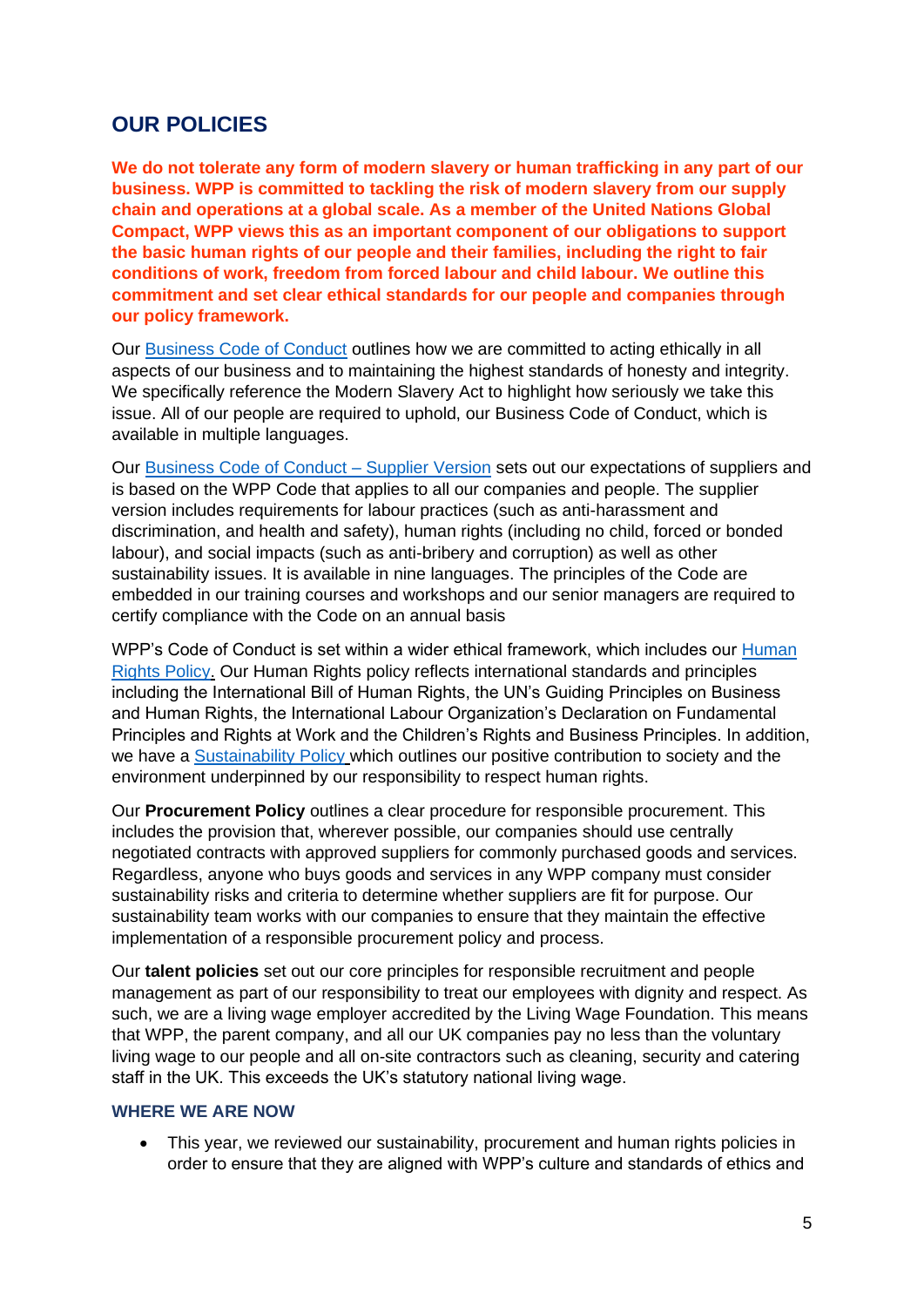## OUR POLICIES

**We do not tolerate any form of modern slavery or human trafficking in any part of our business. WPP is committed to tackling the risk of modern slavery from our supply chain and operations at a global scale. As a member of the United Nations Global Compact, WPP views this as an important component of our obligations to support the basic human rights of our people and their families, including the right to fair conditions of work, freedom from forced labour and child labour. We outline this commitment and set clear ethical standards for our people and companies through our policy framework.**

Our Business Code of Conduct outlines how we are committed to acting ethically in all aspects of our business and to maintaining the highest standards of honesty and integrity. We specifically reference the Modern Slavery Act to highlight how seriously we take this issue. All of our people are required to uphold, our Business Code of Conduct, which is available in multiple languages.

Our Business Code of Conduct – Supplier Version sets out our expectations of suppliers and is based on the WPP Code that applies to all our companies and people. The supplier version includes requirements for labour practices (such as anti-harassment and discrimination, and health and safety), human rights (including no child, forced or bonded labour), and social impacts (such as anti-bribery and corruption) as well as other sustainability issues. It is available in nine languages. The principles of the Code are embedded in our training courses and workshops and our senior managers are required to certify compliance with the Code on an annual basis

WPP's Code of Conduct is set within a wider ethical framework, which includes our Human Rights Policy. Our Human Rights policy reflects international standards and principles including the International Bill of Human Rights, the UN's Guiding Principles on Business and Human Rights, the International Labour Organization's Declaration on Fundamental Principles and Rights at Work and the Children's Rights and Business Principles. In addition, we have a Sustainability Policy which outlines our positive contribution to society and the environment underpinned by our responsibility to respect human rights.

Our **Procurement Policy** outlines a clear procedure for responsible procurement. This includes the provision that, wherever possible, our companies should use centrally negotiated contracts with approved suppliers for commonly purchased goods and services. Regardless, anyone who buys goods and services in any WPP company must consider sustainability risks and criteria to determine whether suppliers are fit for purpose. Our sustainability team works with our companies to ensure that they maintain the effective implementation of a responsible procurement policy and process.

Our **talent policies** set out our core principles for responsible recruitment and people management as part of our responsibility to treat our employees with dignity and respect. As such, we are a living wage employer accredited by the Living Wage Foundation. This means that WPP, the parent company, and all our UK companies pay no less than the voluntary living wage to our people and all on-site contractors such as cleaning, security and catering staff in the UK. This exceeds the UK's statutory national living wage.

### WHERE WE ARE NOW

- This year, we reviewed our sustainability, procurement and human rights policies in order to ensure that they are aligned with WPP's culture and standards of ethics and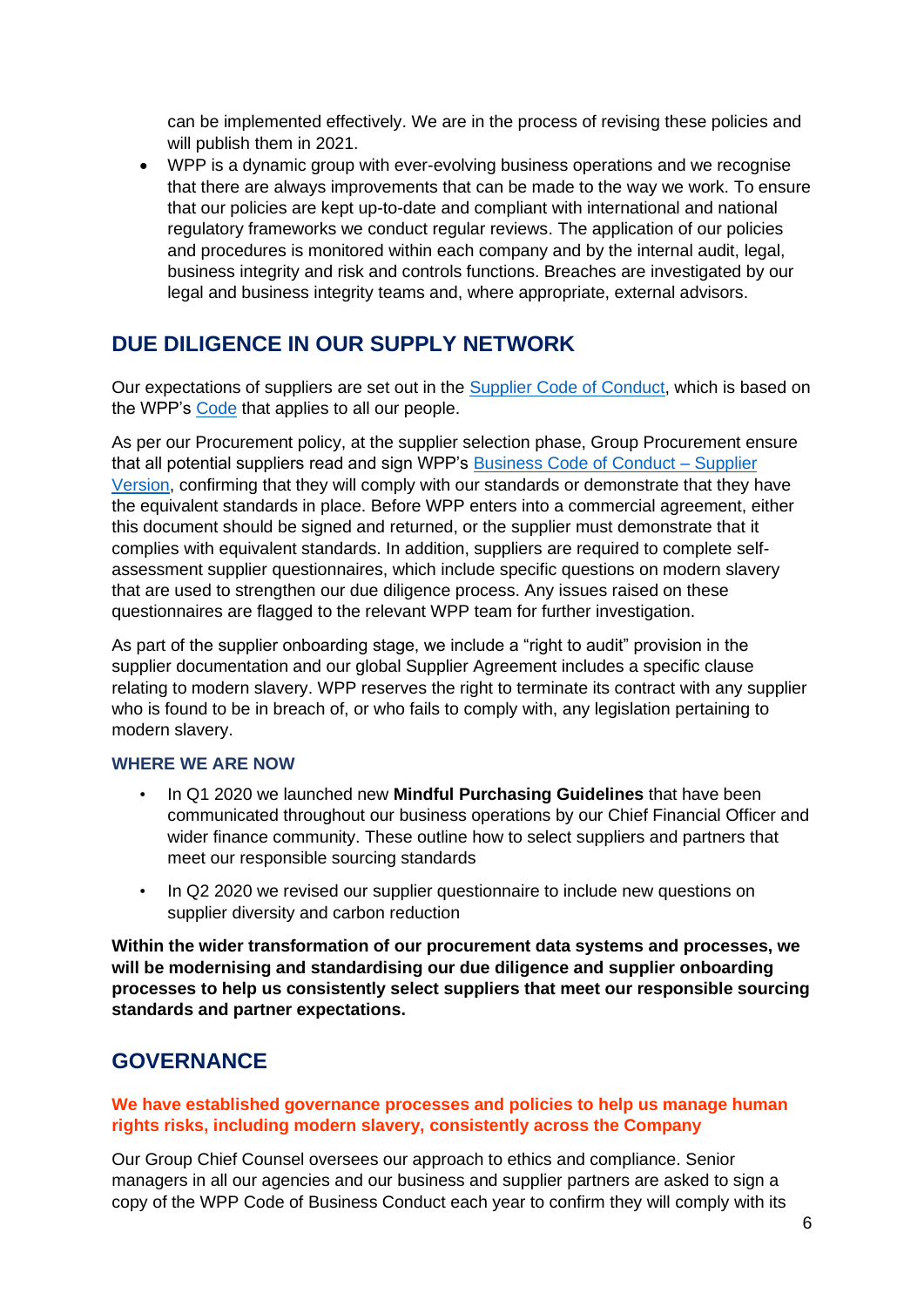can be implemented effectively. We are in the process of revising these policies and will publish them in 2021.

- WPP is a dynamic group with ever-evolving business operations and we recognise that there are always improvements that can be made to the way we work. To ensure that our policies are kept up-to-date and compliant with international and national regulatory frameworks we conduct regular reviews. The application of our policies and procedures is monitored within each company and by the internal audit, legal, business integrity and risk and controls functions. Breaches are investigated by our legal and business integrity teams and, where appropriate, external advisors.

## DUE DILIGENCE IN OUR SUPPLY NETWORK

Our expectations of suppliers are set out in the Supplier Code of Conduct, which is based on the WPP's Code that applies to all our people.

As per our Procurement policy, at the supplier selection phase, Group Procurement ensure that all potential suppliers read and sign WPP's Business Code of Conduct – Supplier Version, confirming that they will comply with our standards or demonstrate that they have the equivalent standards in place. Before WPP enters into a commercial agreement, either this document should be signed and returned, or the supplier must demonstrate that it complies with equivalent standards. In addition, suppliers are required to complete self-assessment supplier questionnaires, which include specific questions on modern slavery that are used to strengthen our due diligence process. Any issues raised on these questionnaires are flagged to the relevant WPP team for further investigation.

As part of the supplier onboarding stage, we include a "right to audit" provision in the supplier documentation and our global Supplier Agreement includes a specific clause relating to modern slavery. WPP reserves the right to terminate its contract with any supplier who is found to be in breach of, or who fails to comply with, any legislation pertaining to modern slavery.

### WHERE WE ARE NOW

- In Q1 2020 we launched new **Mindful Purchasing Guidelines** that have been communicated throughout our business operations by our Chief Financial Officer and wider finance community. These outline how to select suppliers and partners that meet our responsible sourcing standards

- In Q2 2020 we revised our supplier questionnaire to include new questions on supplier diversity and carbon reduction

**Within the wider transformation of our procurement data systems and processes, we will be modernising and standardising our due diligence and supplier onboarding processes to help us consistently select suppliers that meet our responsible sourcing standards and partner expectations.**

## GOVERNANCE

**We have established governance processes and policies to help us manage human rights risks, including modern slavery, consistently across the Company**

Our Group Chief Counsel oversees our approach to ethics and compliance. Senior managers in all our agencies and our business and supplier partners are asked to sign a copy of the WPP Code of Business Conduct each year to confirm they will comply with its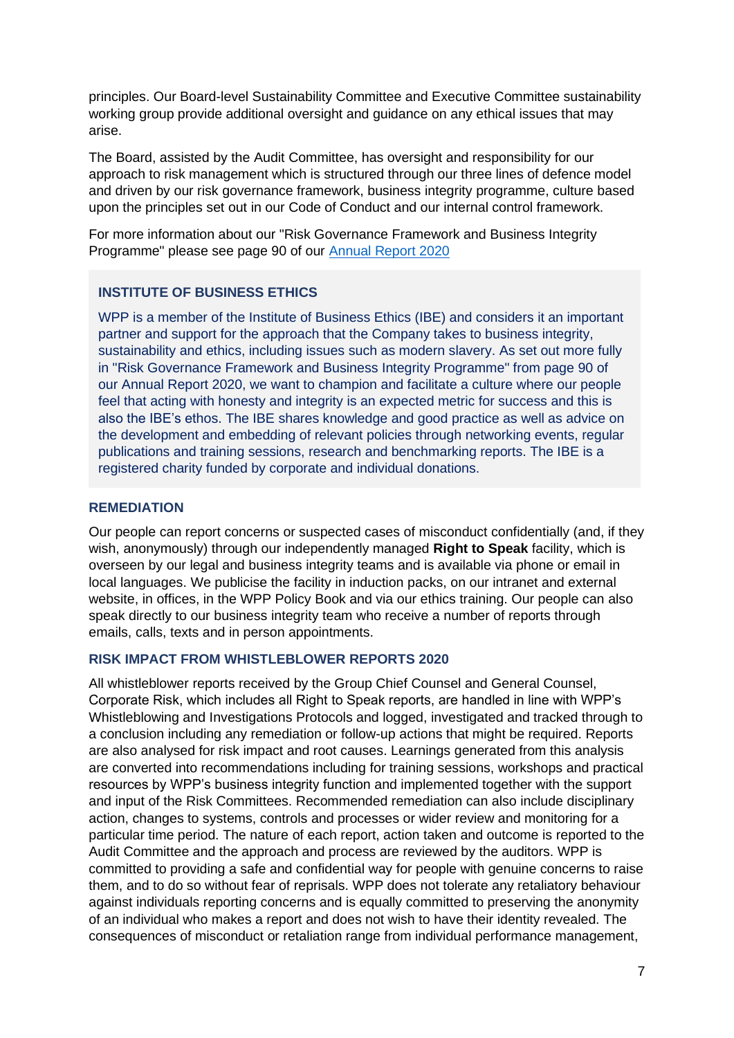principles. Our Board-level Sustainability Committee and Executive Committee sustainability working group provide additional oversight and guidance on any ethical issues that may arise.

The Board, assisted by the Audit Committee, has oversight and responsibility for our approach to risk management which is structured through our three lines of defence model and driven by our risk governance framework, business integrity programme, culture based upon the principles set out in our Code of Conduct and our internal control framework.

For more information about our "Risk Governance Framework and Business Integrity Programme" please see page 90 of our Annual Report 2020

### INSTITUTE OF BUSINESS ETHICS

WPP is a member of the Institute of Business Ethics (IBE) and considers it an important partner and support for the approach that the Company takes to business integrity, sustainability and ethics, including issues such as modern slavery. As set out more fully in "Risk Governance Framework and Business Integrity Programme" from page 90 of our Annual Report 2020, we want to champion and facilitate a culture where our people feel that acting with honesty and integrity is an expected metric for success and this is also the IBE's ethos. The IBE shares knowledge and good practice as well as advice on the development and embedding of relevant policies through networking events, regular publications and training sessions, research and benchmarking reports. The IBE is a registered charity funded by corporate and individual donations.

### REMEDIATION

Our people can report concerns or suspected cases of misconduct confidentially (and, if they wish, anonymously) through our independently managed **Right to Speak** facility, which is overseen by our legal and business integrity teams and is available via phone or email in local languages. We publicise the facility in induction packs, on our intranet and external website, in offices, in the WPP Policy Book and via our ethics training. Our people can also speak directly to our business integrity team who receive a number of reports through emails, calls, texts and in person appointments.

### RISK IMPACT FROM WHISTLEBLOWER REPORTS 2020

All whistleblower reports received by the Group Chief Counsel and General Counsel, Corporate Risk, which includes all Right to Speak reports, are handled in line with WPP's Whistleblowing and Investigations Protocols and logged, investigated and tracked through to a conclusion including any remediation or follow-up actions that might be required. Reports are also analysed for risk impact and root causes. Learnings generated from this analysis are converted into recommendations including for training sessions, workshops and practical resources by WPP's business integrity function and implemented together with the support and input of the Risk Committees. Recommended remediation can also include disciplinary action, changes to systems, controls and processes or wider review and monitoring for a particular time period. The nature of each report, action taken and outcome is reported to the Audit Committee and the approach and process are reviewed by the auditors. WPP is committed to providing a safe and confidential way for people with genuine concerns to raise them, and to do so without fear of reprisals. WPP does not tolerate any retaliatory behaviour against individuals reporting concerns and is equally committed to preserving the anonymity of an individual who makes a report and does not wish to have their identity revealed. The consequences of misconduct or retaliation range from individual performance management,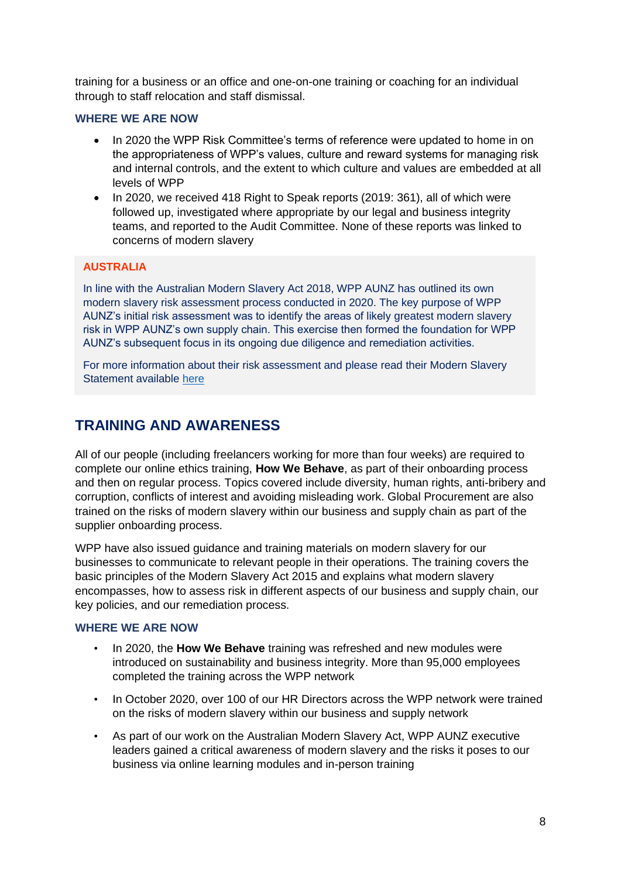training for a business or an office and one-on-one training or coaching for an individual through to staff relocation and staff dismissal.

### WHERE WE ARE NOW

- In 2020 the WPP Risk Committee's terms of reference were updated to home in on the appropriateness of WPP's values, culture and reward systems for managing risk and internal controls, and the extent to which culture and values are embedded at all levels of WPP
- In 2020, we received 418 Right to Speak reports (2019: 361), all of which were followed up, investigated where appropriate by our legal and business integrity teams, and reported to the Audit Committee. None of these reports was linked to concerns of modern slavery

### AUSTRALIA

In line with the Australian Modern Slavery Act 2018, WPP AUNZ has outlined its own modern slavery risk assessment process conducted in 2020. The key purpose of WPP AUNZ's initial risk assessment was to identify the areas of likely greatest modern slavery risk in WPP AUNZ's own supply chain. This exercise then formed the foundation for WPP AUNZ's subsequent focus in its ongoing due diligence and remediation activities.

For more information about their risk assessment and please read their Modern Slavery Statement available here

## TRAINING AND AWARENESS

All of our people (including freelancers working for more than four weeks) are required to complete our online ethics training, **How We Behave**, as part of their onboarding process and then on regular process. Topics covered include diversity, human rights, anti-bribery and corruption, conflicts of interest and avoiding misleading work. Global Procurement are also trained on the risks of modern slavery within our business and supply chain as part of the supplier onboarding process.

WPP have also issued guidance and training materials on modern slavery for our businesses to communicate to relevant people in their operations. The training covers the basic principles of the Modern Slavery Act 2015 and explains what modern slavery encompasses, how to assess risk in different aspects of our business and supply chain, our key policies, and our remediation process.

### WHERE WE ARE NOW

- In 2020, the **How We Behave** training was refreshed and new modules were introduced on sustainability and business integrity. More than 95,000 employees completed the training across the WPP network
- In October 2020, over 100 of our HR Directors across the WPP network were trained on the risks of modern slavery within our business and supply network
- As part of our work on the Australian Modern Slavery Act, WPP AUNZ executive leaders gained a critical awareness of modern slavery and the risks it poses to our business via online learning modules and in-person training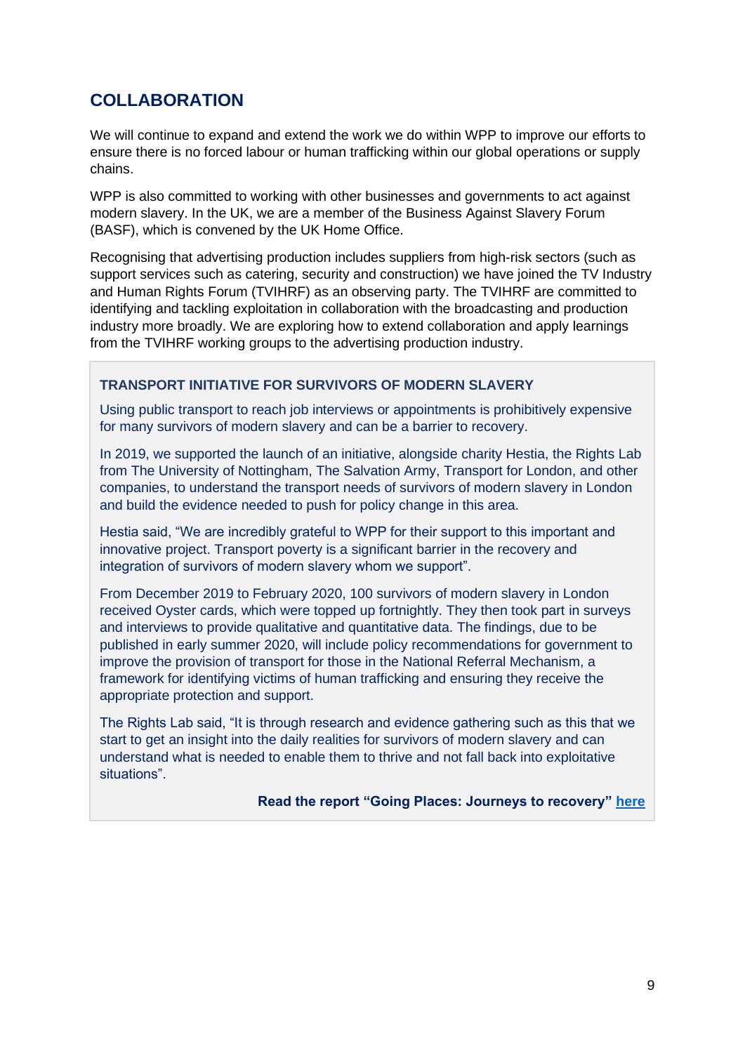## COLLABORATION

We will continue to expand and extend the work we do within WPP to improve our efforts to ensure there is no forced labour or human trafficking within our global operations or supply chains.

WPP is also committed to working with other businesses and governments to act against modern slavery. In the UK, we are a member of the Business Against Slavery Forum (BASF), which is convened by the UK Home Office.

Recognising that advertising production includes suppliers from high-risk sectors (such as support services such as catering, security and construction) we have joined the TV Industry and Human Rights Forum (TVIHRF) as an observing party. The TVIHRF are committed to identifying and tackling exploitation in collaboration with the broadcasting and production industry more broadly. We are exploring how to extend collaboration and apply learnings from the TVIHRF working groups to the advertising production industry.

### TRANSPORT INITIATIVE FOR SURVIVORS OF MODERN SLAVERY

Using public transport to reach job interviews or appointments is prohibitively expensive for many survivors of modern slavery and can be a barrier to recovery.

In 2019, we supported the launch of an initiative, alongside charity Hestia, the Rights Lab from The University of Nottingham, The Salvation Army, Transport for London, and other companies, to understand the transport needs of survivors of modern slavery in London and build the evidence needed to push for policy change in this area.

Hestia said, "We are incredibly grateful to WPP for their support to this important and innovative project. Transport poverty is a significant barrier in the recovery and integration of survivors of modern slavery whom we support".

From December 2019 to February 2020, 100 survivors of modern slavery in London received Oyster cards, which were topped up fortnightly. They then took part in surveys and interviews to provide qualitative and quantitative data. The findings, due to be published in early summer 2020, will include policy recommendations for government to improve the provision of transport for those in the National Referral Mechanism, a framework for identifying victims of human trafficking and ensuring they receive the appropriate protection and support.

The Rights Lab said, "It is through research and evidence gathering such as this that we start to get an insight into the daily realities for survivors of modern slavery and can understand what is needed to enable them to thrive and not fall back into exploitative situations".

**Read the report "Going Places: Journeys to recovery" here**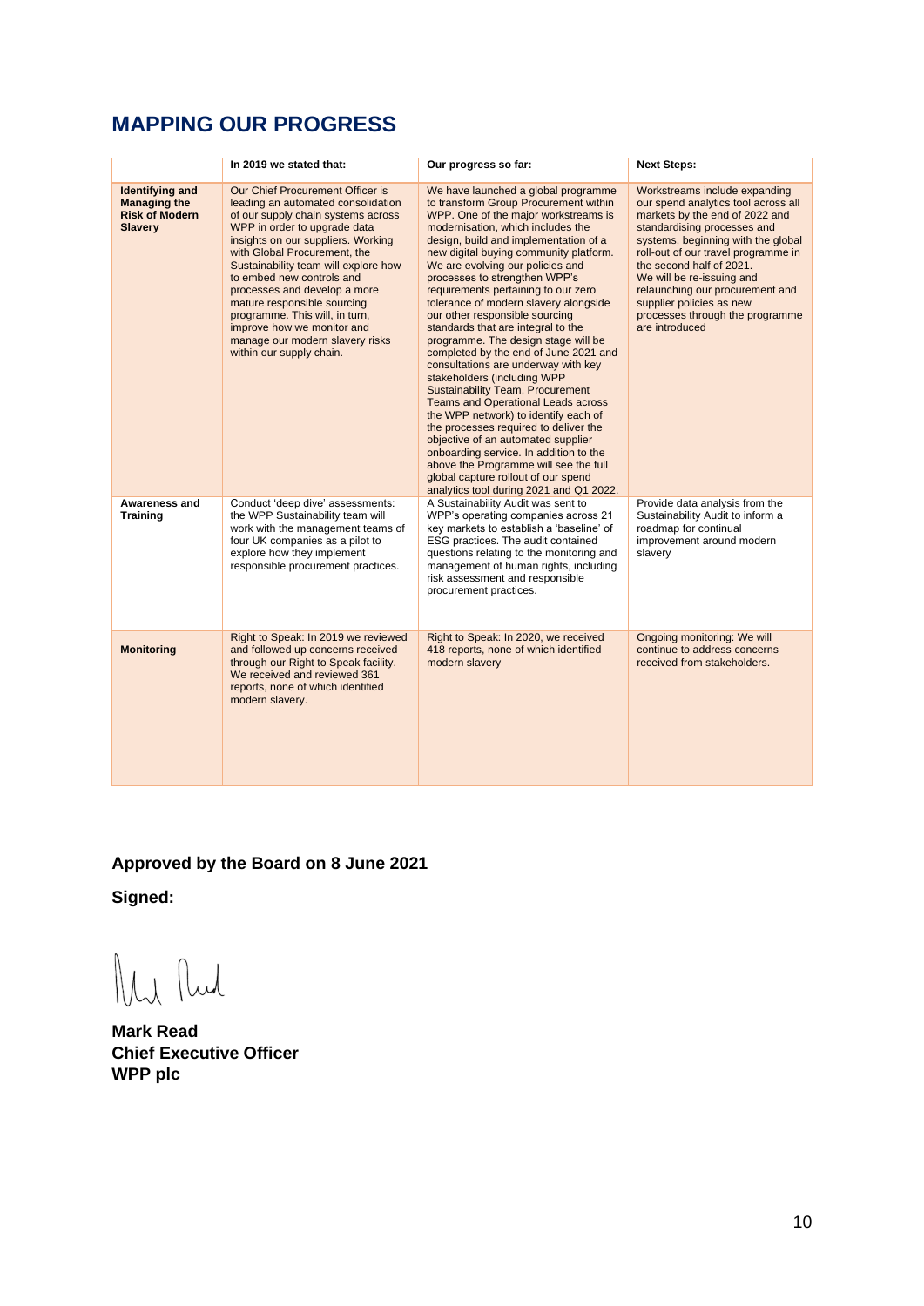## MAPPING OUR PROGRESS

| | In 2019 we stated that: | Our progress so far: | Next Steps: |
|---|---|---|---|
| **Identifying and Managing the Risk of Modern Slavery** | Our Chief Procurement Officer is leading an automated consolidation of our supply chain systems across WPP in order to upgrade data insights on our suppliers. Working with Global Procurement, the Sustainability team will explore how to embed new controls and processes and develop a more mature responsible sourcing programme. This will, in turn, improve how we monitor and manage our modern slavery risks within our supply chain. | We have launched a global programme to transform Group Procurement within WPP. One of the major workstreams is modernisation, which includes the design, build and implementation of a new digital buying community platform. We are evolving our policies and processes to strengthen WPP's requirements pertaining to our zero tolerance of modern slavery alongside our other responsible sourcing standards that are integral to the programme. The design stage will be completed by the end of June 2021 and consultations are underway with key stakeholders (including WPP Sustainability Team, Procurement Teams and Operational Leads across the WPP network) to identify each of the processes required to deliver the objective of an automated supplier onboarding service. In addition to the above the Programme will see the full global capture rollout of our spend analytics tool during 2021 and Q1 2022. | Workstreams include expanding our spend analytics tool across all markets by the end of 2022 and standardising processes and systems, beginning with the global roll-out of our travel programme in the second half of 2021. We will be re-issuing and relaunching our procurement and supplier policies as new processes through the programme are introduced |
| **Awareness and Training** | Conduct 'deep dive' assessments: the WPP Sustainability team will work with the management teams of four UK companies as a pilot to explore how they implement responsible procurement practices. | A Sustainability Audit was sent to WPP's operating companies across 21 key markets to establish a 'baseline' of ESG practices. The audit contained questions relating to the monitoring and management of human rights, including risk assessment and responsible procurement practices. | Provide data analysis from the Sustainability Audit to inform a roadmap for continual improvement around modern slavery |
| **Monitoring** | Right to Speak: In 2019 we reviewed and followed up concerns received through our Right to Speak facility. We received and reviewed 361 reports, none of which identified modern slavery. | Right to Speak: In 2020, we received 418 reports, none of which identified modern slavery | Ongoing monitoring: We will continue to address concerns received from stakeholders. |

**Approved by the Board on 8 June 2021**

**Signed:**

**Mark Read**
**Chief Executive Officer**
**WPP plc**